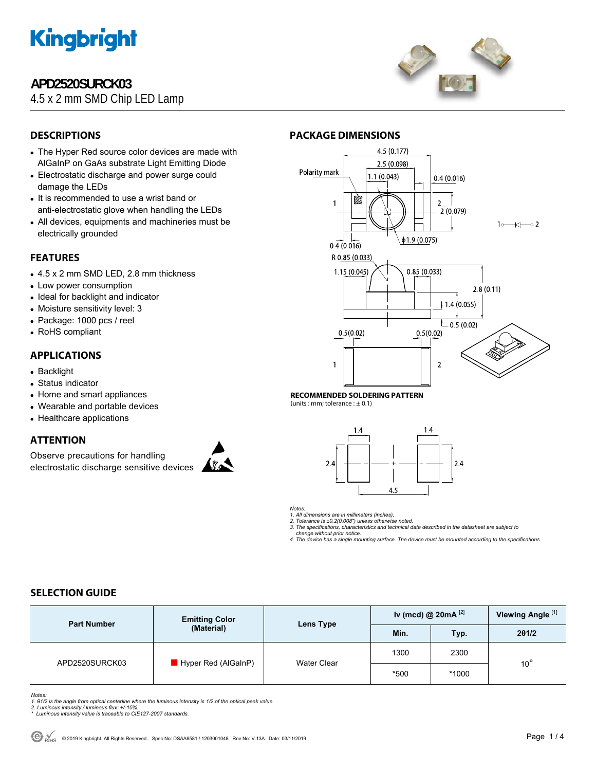# APD2520SURCK03

4.5 x 2 mm SMD Chip LED Lamp

## DESCRIPTIONS

- The Hyper Red source color devices are made with AlGaInP on GaAs substrate Light Emitting Diode
- Electrostatic discharge and power surge could damage the LEDs
- It is recommended to use a wrist band or anti-electrostatic glove when handling the LEDs
- All devices, equipments and machineries must be electrically grounded

## FEATURES

- 4.5 x 2 mm SMD LED, 2.8 mm thickness
- Low power consumption
- Ideal for backlight and indicator
- Moisture sensitivity level: 3
- Package: 1000 pcs / reel
- RoHS compliant

## APPLICATIONS

- Backlight
- Status indicator
- Home and smart appliances
- Wearable and portable devices
- Healthcare applications

## ATTENTION

Observe precautions for handling electrostatic discharge sensitive devices

## PACKAGE DIMENSIONS

**RECOMMENDED SOLDERING PATTERN**
(units : mm; tolerance : ± 0.1)

*Notes:*
*1. All dimensions are in millimeters (inches).*
*2. Tolerance is ±0.2(0.008") unless otherwise noted.*
*3. The specifications, characteristics and technical data described in the datasheet are subject to change without prior notice.*
*4. The device has a single mounting surface. The device must be mounted according to the specifications.*

## SELECTION GUIDE

| Part Number | Emitting Color (Material) | Lens Type | Iv (mcd) @ 20mA [2] | | Viewing Angle [1] |
|---|---|---|---|---|---|
| | | | Min. | Typ. | 2θ1/2 |
| APD2520SURCK03 | Hyper Red (AlGaInP) | Water Clear | 1300 | 2300 | 10° |
| | | | *500 | *1000 | |

*Notes:*
*1. θ1/2 is the angle from optical centerline where the luminous intensity is 1/2 of the optical peak value.*
*2. Luminous intensity / luminous flux: +/-15%.*
*\* Luminous intensity value is traceable to CIE127-2007 standards.*

© 2019 Kingbright. All Rights Reserved. Spec No: DSAA6581 / 1203001048 Rev No: V.13A Date: 03/11/2019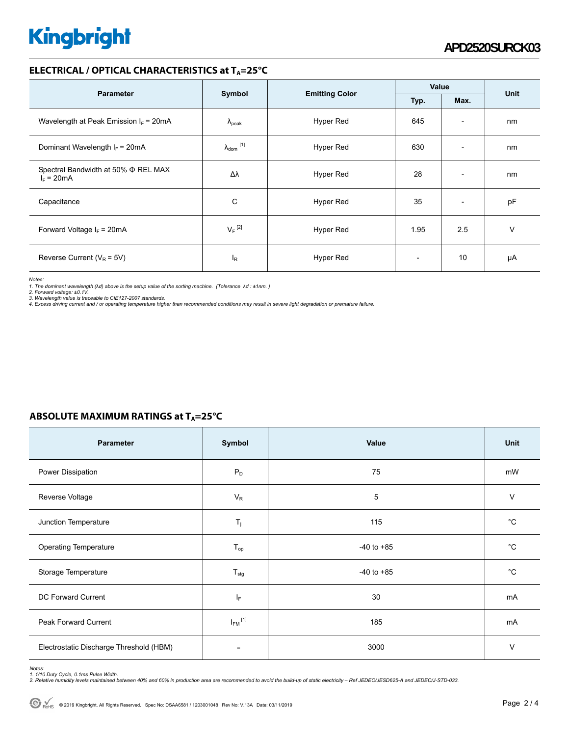## ELECTRICAL / OPTICAL CHARACTERISTICS at $T_A$=25°C

| Parameter | Symbol | Emitting Color | Value | | Unit |
|---|---|---|---|---|---|
| | | | Typ. | Max. | |
| Wavelength at Peak Emission $I_F$ = 20mA | $\lambda_{peak}$ | Hyper Red | 645 | - | nm |
| Dominant Wavelength $I_F$ = 20mA | $\lambda_{dom}$ [1] | Hyper Red | 630 | - | nm |
| Spectral Bandwidth at 50% Φ REL MAX $I_F$ = 20mA | Δλ | Hyper Red | 28 | - | nm |
| Capacitance | C | Hyper Red | 35 | - | pF |
| Forward Voltage $I_F$ = 20mA | $V_F$ [2] | Hyper Red | 1.95 | 2.5 | V |
| Reverse Current ($V_R$ = 5V) | $I_R$ | Hyper Red | - | 10 | μA |

*Notes:*
*1. The dominant wavelength (λd) above is the setup value of the sorting machine. (Tolerance λd : ±1nm. )*
*2. Forward voltage: ±0.1V.*
*3. Wavelength value is traceable to CIE127-2007 standards.*
*4. Excess driving current and / or operating temperature higher than recommended conditions may result in severe light degradation or premature failure.*

## ABSOLUTE MAXIMUM RATINGS at $T_A$=25°C

| Parameter | Symbol | Value | Unit |
|---|---|---|---|
| Power Dissipation | $P_D$ | 75 | mW |
| Reverse Voltage | $V_R$ | 5 | V |
| Junction Temperature | $T_j$ | 115 | °C |
| Operating Temperature | $T_{op}$ | -40 to +85 | °C |
| Storage Temperature | $T_{stg}$ | -40 to +85 | °C |
| DC Forward Current | $I_F$ | 30 | mA |
| Peak Forward Current | $I_{FM}$ [1] | 185 | mA |
| Electrostatic Discharge Threshold (HBM) | - | 3000 | V |

*Notes:*
*1. 1/10 Duty Cycle, 0.1ms Pulse Width.*
*2. Relative humidity levels maintained between 40% and 60% in production area are recommended to avoid the build-up of static electricity – Ref JEDEC/JESD625-A and JEDEC/J-STD-033.*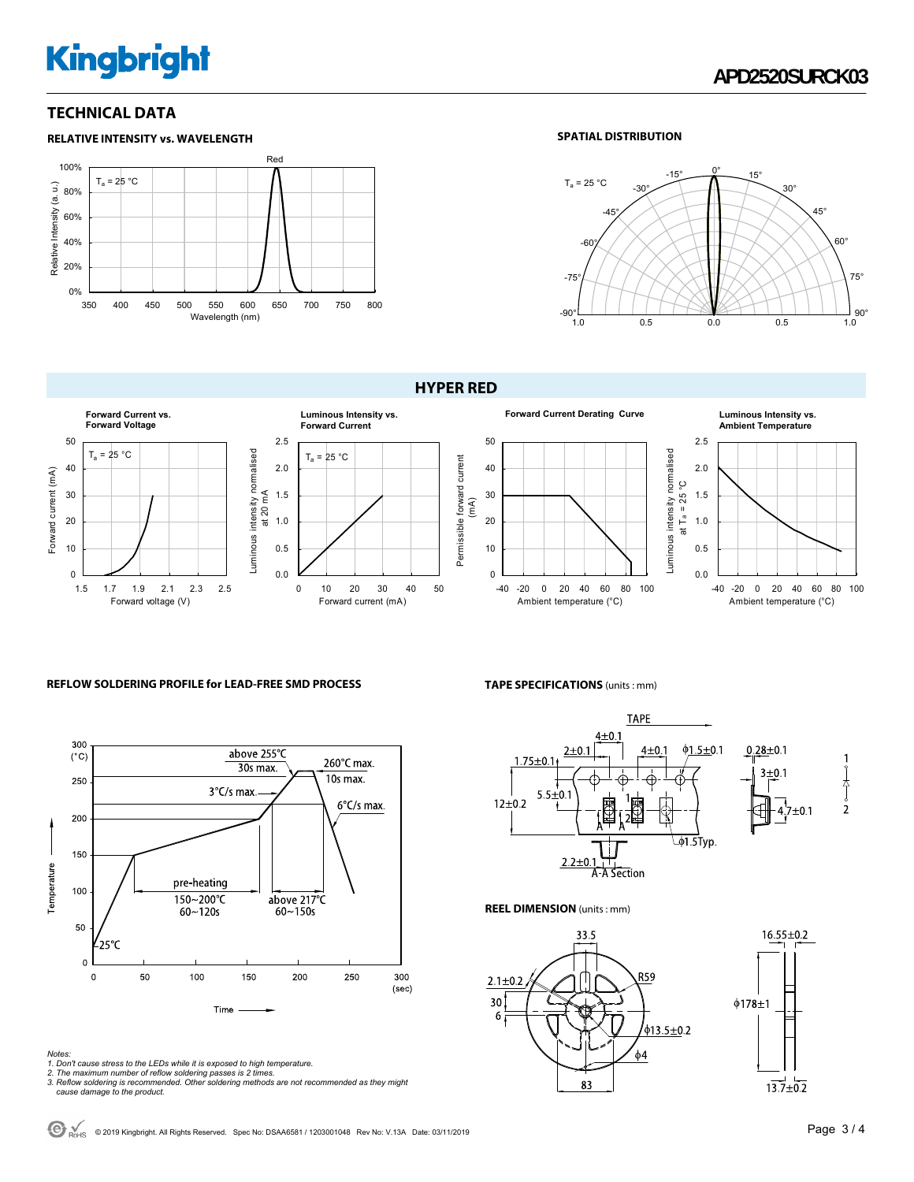## TECHNICAL DATA

### RELATIVE INTENSITY vs. WAVELENGTH

$T_a$ = 25 °C

Red

Relative Intensity (a.u.)

Wavelength (nm)

### SPATIAL DISTRIBUTION

$T_a$ = 25 °C

## HYPER RED

**Forward Current vs. Forward Voltage**

$T_a$ = 25 °C

Forward current (mA)

Forward voltage (V)

**Luminous Intensity vs. Forward Current**

$T_a$ = 25 °C

Luminous intensity normalised at 20 mA

Forward current (mA)

**Forward Current Derating Curve**

Permissible forward current (mA)

Ambient temperature (°C)

**Luminous Intensity vs. Ambient Temperature**

Luminous intensity normalised at $T_a$ = 25 °C

Ambient temperature (°C)

### REFLOW SOLDERING PROFILE for LEAD-FREE SMD PROCESS

Temperature (°C)

Time (sec)

- above 255℃ 30s max.
- 260℃ max. 10s max.
- 3°C/s max.
- 6°C/s max.
- pre-heating 150~200℃ 60~120s
- above 217℃ 60~150s
- 25℃

*Notes:*
*1. Don't cause stress to the LEDs while it is exposed to high temperature.*
*2. The maximum number of reflow soldering passes is 2 times.*
*3. Reflow soldering is recommended. Other soldering methods are not recommended as they might cause damage to the product.*

### TAPE SPECIFICATIONS (units : mm)

TAPE

4±0.1, 2±0.1, 4±0.1, ϕ1.5±0.1, 1.75±0.1, 5.5±0.1, 12±0.2, ϕ1.5Typ., 2.2±0.1, A-A Section, 0.28±0.1, 3±0.1, 4.7±0.1

### REEL DIMENSION (units : mm)

33.5, 2.1±0.2, R59, 30, 6, ϕ13.5±0.2, ϕ4, 83, 16.55±0.2, ϕ178±1, 13.7±0.2

© 2019 Kingbright. All Rights Reserved. Spec No: DSAA6581 / 1203001048 Rev No: V.13A Date: 03/11/2019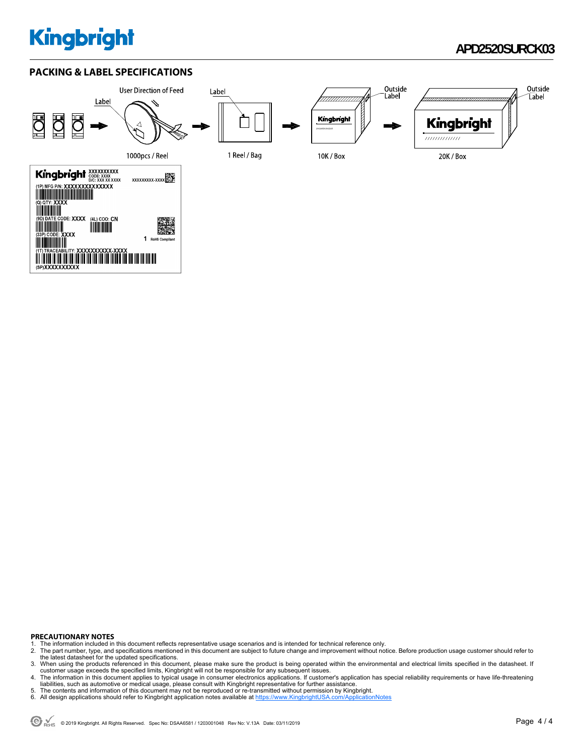## PACKING & LABEL SPECIFICATIONS

User Direction of Feed

Label

1000pcs / Reel

Label

1 Reel / Bag

Outside Label

10K / Box

Outside Label

20K / Box

Kingbright XXXXXXXXXX CODE: XXXX D/C: XXX XX XXXX XXXXXXXXX-XXXX

(1P) MFG P/N: XXXXXXXXXXXXXX

(Q) QTY: XXXX

(9D) DATE CODE: XXXX (4L) COO: CN

(33P) CODE: XXXX 1 RoHS Compliant

(1T) TRACEABILITY: XXXXXXXXXX-XXXX

(SP)XXXXXXXXXX

**PRECAUTIONARY NOTES**

1. The information included in this document reflects representative usage scenarios and is intended for technical reference only.
2. The part number, type, and specifications mentioned in this document are subject to future change and improvement without notice. Before production usage customer should refer to the latest datasheet for the updated specifications.
3. When using the products referenced in this document, please make sure the product is being operated within the environmental and electrical limits specified in the datasheet. If customer usage exceeds the specified limits, Kingbright will not be responsible for any subsequent issues.
4. The information in this document applies to typical usage in consumer electronics applications. If customer's application has special reliability requirements or have life-threatening liabilities, such as automotive or medical usage, please consult with Kingbright representative for further assistance.
5. The contents and information of this document may not be reproduced or re-transmitted without permission by Kingbright.
6. All design applications should refer to Kingbright application notes available at https://www.KingbrightUSA.com/ApplicationNotes

© 2019 Kingbright. All Rights Reserved. Spec No: DSAA6581 / 1203001048 Rev No: V.13A Date: 03/11/2019